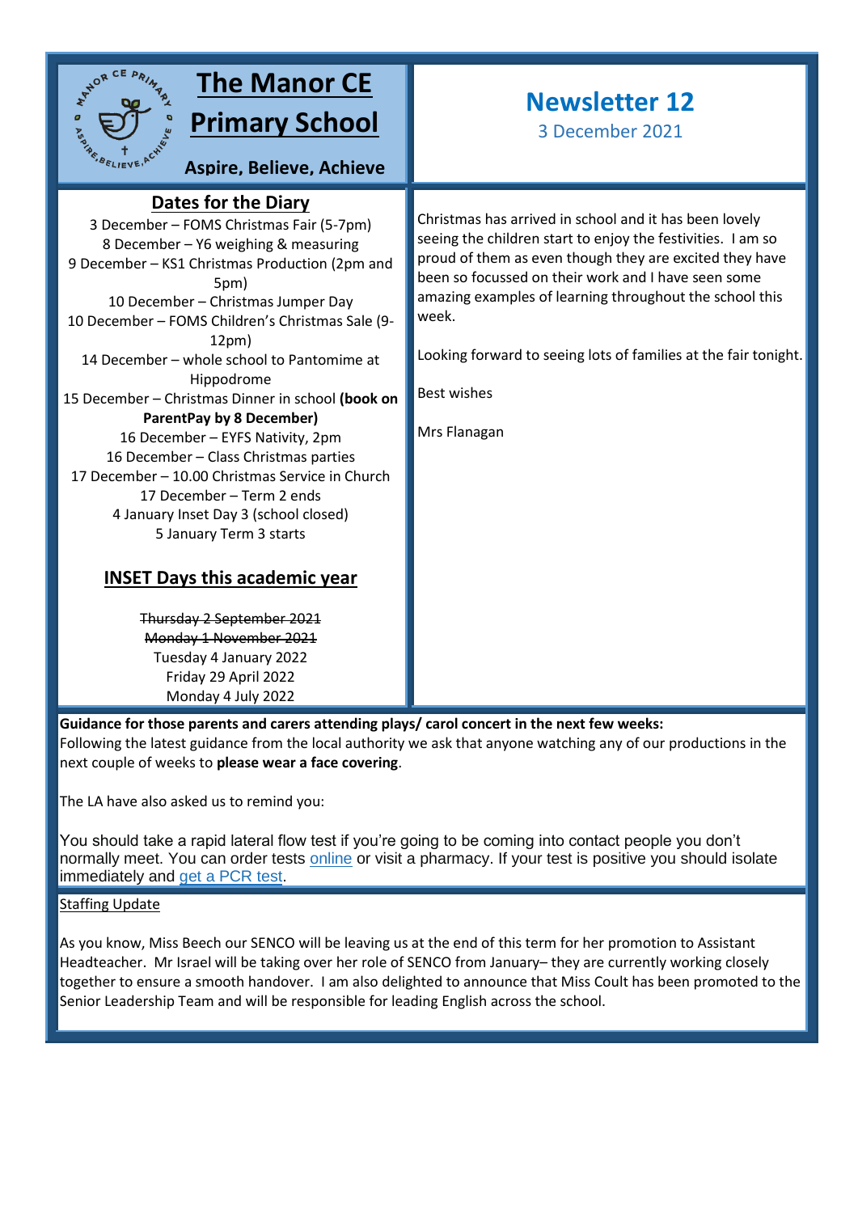# The Manor CE Primary School

**Aspire, Believe, Achieve**

## Newsletter 12

3 December 2021

## Dates for the Diary

3 December – FOMS Christmas Fair (5-7pm)
8 December – Y6 weighing & measuring
9 December – KS1 Christmas Production (2pm and 5pm)
10 December – Christmas Jumper Day
10 December – FOMS Children's Christmas Sale (9-12pm)
14 December – whole school to Pantomime at Hippodrome
15 December – Christmas Dinner in school **(book on ParentPay by 8 December)**
16 December – EYFS Nativity, 2pm
16 December – Class Christmas parties
17 December – 10.00 Christmas Service in Church
17 December – Term 2 ends
4 January Inset Day 3 (school closed)
5 January Term 3 starts

## INSET Days this academic year

~~Thursday 2 September 2021~~
~~Monday 1 November 2021~~
Tuesday 4 January 2022
Friday 29 April 2022
Monday 4 July 2022

Christmas has arrived in school and it has been lovely seeing the children start to enjoy the festivities. I am so proud of them as even though they are excited they have been so focussed on their work and I have seen some amazing examples of learning throughout the school this week.

Looking forward to seeing lots of families at the fair tonight.

Best wishes

Mrs Flanagan

**Guidance for those parents and carers attending plays/ carol concert in the next few weeks:**
Following the latest guidance from the local authority we ask that anyone watching any of our productions in the next couple of weeks to **please wear a face covering**.

The LA have also asked us to remind you:

You should take a rapid lateral flow test if you're going to be coming into contact people you don't normally meet. You can order tests online or visit a pharmacy. If your test is positive you should isolate immediately and get a PCR test.

Staffing Update

As you know, Miss Beech our SENCO will be leaving us at the end of this term for her promotion to Assistant Headteacher. Mr Israel will be taking over her role of SENCO from January– they are currently working closely together to ensure a smooth handover. I am also delighted to announce that Miss Coult has been promoted to the Senior Leadership Team and will be responsible for leading English across the school.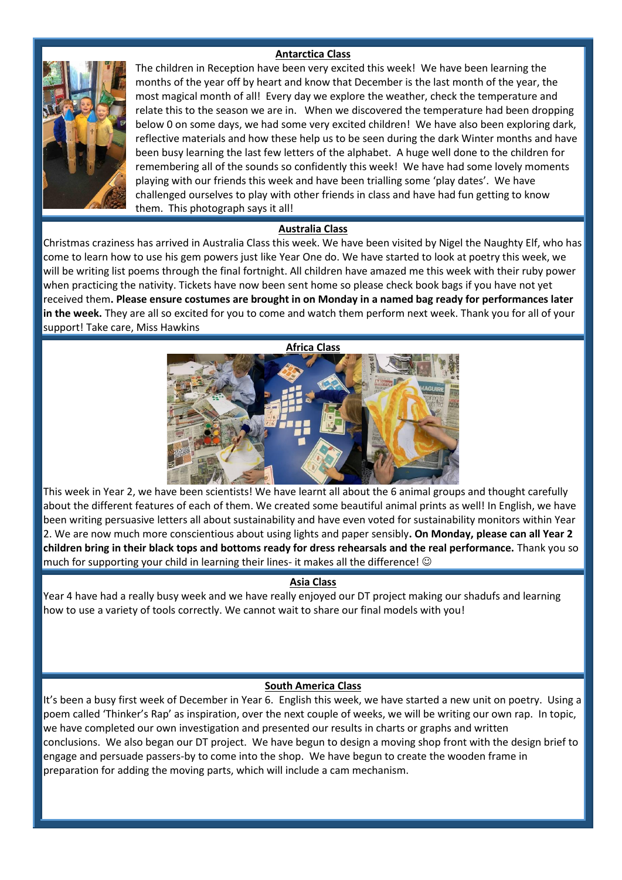## Antarctica Class

The children in Reception have been very excited this week! We have been learning the months of the year off by heart and know that December is the last month of the year, the most magical month of all! Every day we explore the weather, check the temperature and relate this to the season we are in. When we discovered the temperature had been dropping below 0 on some days, we had some very excited children! We have also been exploring dark, reflective materials and how these help us to be seen during the dark Winter months and have been busy learning the last few letters of the alphabet. A huge well done to the children for remembering all of the sounds so confidently this week! We have had some lovely moments playing with our friends this week and have been trialling some 'play dates'. We have challenged ourselves to play with other friends in class and have had fun getting to know them. This photograph says it all!

## Australia Class

Christmas craziness has arrived in Australia Class this week. We have been visited by Nigel the Naughty Elf, who has come to learn how to use his gem powers just like Year One do. We have started to look at poetry this week, we will be writing list poems through the final fortnight. All children have amazed me this week with their ruby power when practicing the nativity. Tickets have now been sent home so please check book bags if you have not yet received them**. Please ensure costumes are brought in on Monday in a named bag ready for performances later in the week.** They are all so excited for you to come and watch them perform next week. Thank you for all of your support! Take care, Miss Hawkins

## Africa Class

This week in Year 2, we have been scientists! We have learnt all about the 6 animal groups and thought carefully about the different features of each of them. We created some beautiful animal prints as well! In English, we have been writing persuasive letters all about sustainability and have even voted for sustainability monitors within Year 2. We are now much more conscientious about using lights and paper sensibly**. On Monday, please can all Year 2 children bring in their black tops and bottoms ready for dress rehearsals and the real performance.** Thank you so much for supporting your child in learning their lines- it makes all the difference! ☺

## Asia Class

Year 4 have had a really busy week and we have really enjoyed our DT project making our shadufs and learning how to use a variety of tools correctly. We cannot wait to share our final models with you!

## South America Class

It's been a busy first week of December in Year 6. English this week, we have started a new unit on poetry. Using a poem called 'Thinker's Rap' as inspiration, over the next couple of weeks, we will be writing our own rap. In topic, we have completed our own investigation and presented our results in charts or graphs and written conclusions. We also began our DT project. We have begun to design a moving shop front with the design brief to engage and persuade passers-by to come into the shop. We have begun to create the wooden frame in preparation for adding the moving parts, which will include a cam mechanism.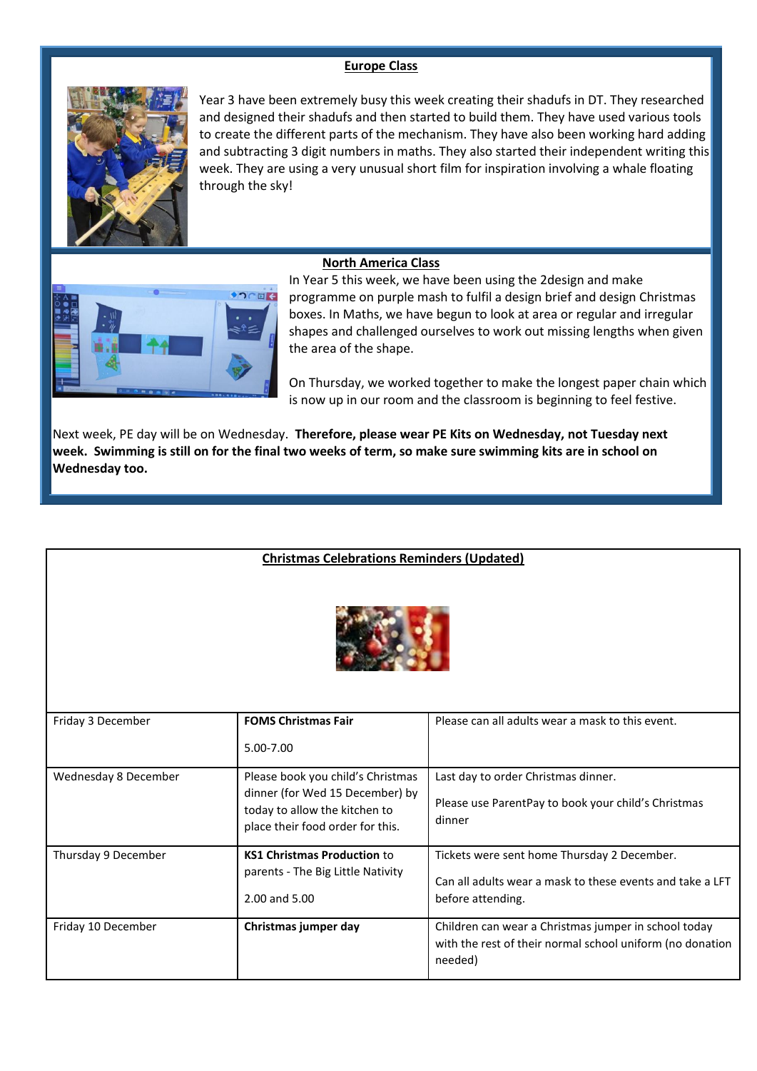## Europe Class

Year 3 have been extremely busy this week creating their shadufs in DT. They researched and designed their shadufs and then started to build them. They have used various tools to create the different parts of the mechanism. They have also been working hard adding and subtracting 3 digit numbers in maths. They also started their independent writing this week. They are using a very unusual short film for inspiration involving a whale floating through the sky!

## North America Class

In Year 5 this week, we have been using the 2design and make programme on purple mash to fulfil a design brief and design Christmas boxes. In Maths, we have begun to look at area or regular and irregular shapes and challenged ourselves to work out missing lengths when given the area of the shape.

On Thursday, we worked together to make the longest paper chain which is now up in our room and the classroom is beginning to feel festive.

Next week, PE day will be on Wednesday. **Therefore, please wear PE Kits on Wednesday, not Tuesday next week. Swimming is still on for the final two weeks of term, so make sure swimming kits are in school on Wednesday too.**

## Christmas Celebrations Reminders (Updated)

| Date | Event | Details |
|---|---|---|
| Friday 3 December | **FOMS Christmas Fair**<br><br>5.00-7.00 | Please can all adults wear a mask to this event. |
| Wednesday 8 December | Please book you child's Christmas dinner (for Wed 15 December) by today to allow the kitchen to place their food order for this. | Last day to order Christmas dinner.<br><br>Please use ParentPay to book your child's Christmas dinner |
| Thursday 9 December | **KS1 Christmas Production** to parents - The Big Little Nativity<br><br>2.00 and 5.00 | Tickets were sent home Thursday 2 December.<br><br>Can all adults wear a mask to these events and take a LFT before attending. |
| Friday 10 December | **Christmas jumper day** | Children can wear a Christmas jumper in school today with the rest of their normal school uniform (no donation needed) |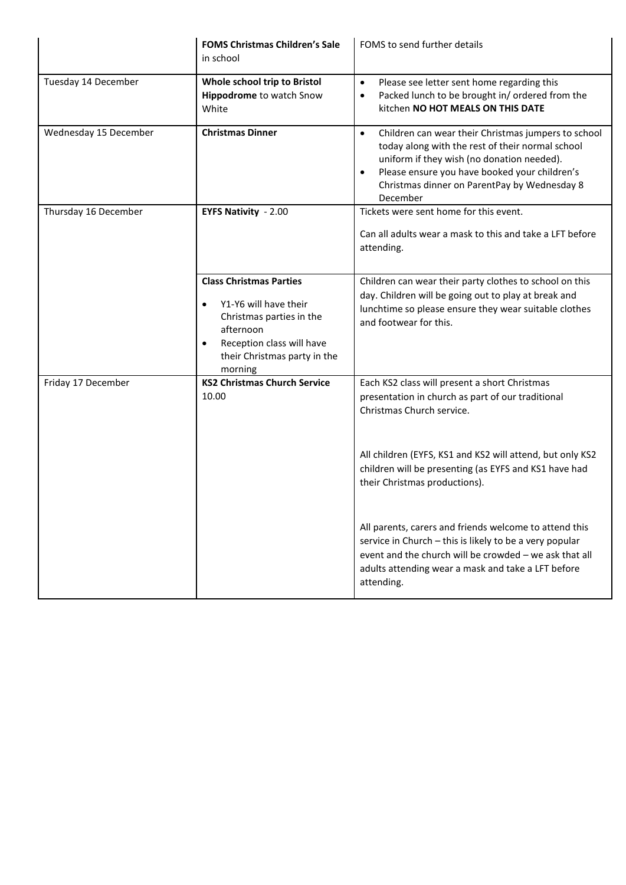| | | |
|---|---|---|
| | **FOMS Christmas Children's Sale** in school | FOMS to send further details |
| Tuesday 14 December | **Whole school trip to Bristol Hippodrome** to watch Snow White | • Please see letter sent home regarding this<br>• Packed lunch to be brought in/ ordered from the kitchen **NO HOT MEALS ON THIS DATE** |
| Wednesday 15 December | **Christmas Dinner** | • Children can wear their Christmas jumpers to school today along with the rest of their normal school uniform if they wish (no donation needed).<br>• Please ensure you have booked your children's Christmas dinner on ParentPay by Wednesday 8 December |
| Thursday 16 December | **EYFS Nativity** - 2.00 | Tickets were sent home for this event.<br><br>Can all adults wear a mask to this and take a LFT before attending. |
| | **Class Christmas Parties**<br>• Y1-Y6 will have their Christmas parties in the afternoon<br>• Reception class will have their Christmas party in the morning | Children can wear their party clothes to school on this day. Children will be going out to play at break and lunchtime so please ensure they wear suitable clothes and footwear for this. |
| Friday 17 December | **KS2 Christmas Church Service** 10.00 | Each KS2 class will present a short Christmas presentation in church as part of our traditional Christmas Church service.<br><br>All children (EYFS, KS1 and KS2 will attend, but only KS2 children will be presenting (as EYFS and KS1 have had their Christmas productions).<br><br>All parents, carers and friends welcome to attend this service in Church – this is likely to be a very popular event and the church will be crowded – we ask that all adults attending wear a mask and take a LFT before attending. |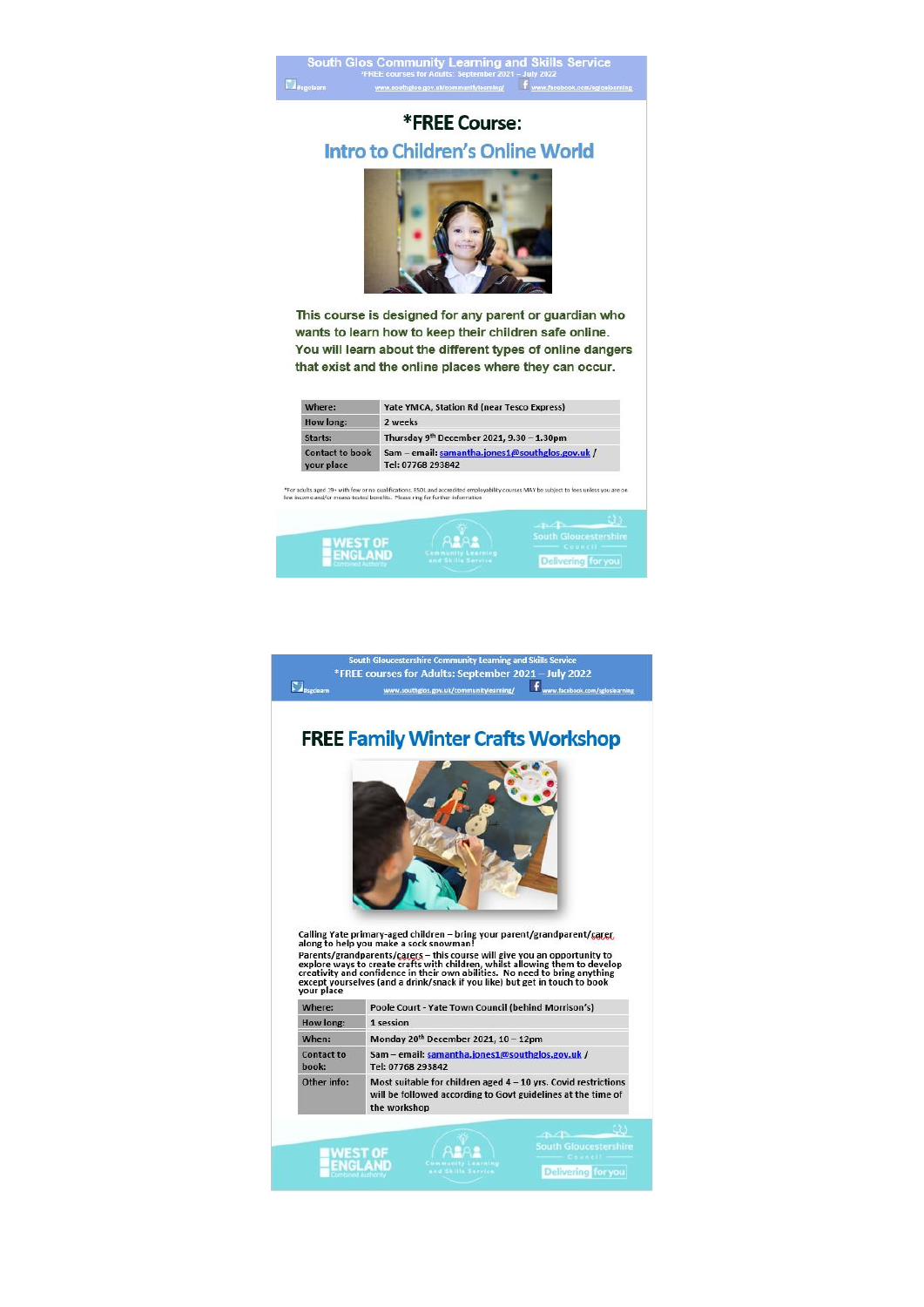South Glos Community Learning and Skills Service
*FREE courses for Adults: September 2021 – July 2022

#sgclearn www.southglos.gov.uk/communitylearning/ www.facebook.com/sglcslearning

# *FREE Course:

## Intro to Children's Online World

This course is designed for any parent or guardian who wants to learn how to keep their children safe online. You will learn about the different types of online dangers that exist and the online places where they can occur.

| | |
|---|---|
| Where: | Yate YMCA, Station Rd (near Tesco Express) |
| How long: | 2 weeks |
| Starts: | Thursday 9th December 2021, 9.30 – 1.30pm |
| Contact to book your place | Sam – email: samantha.jones1@southglos.gov.uk / Tel: 07768 293842 |

*For adults aged 19+ with few or no qualifications. ESOL and accredited employability courses MAY be subject to fees unless you are on low income and/or means-tested benefits. Please ring for further information

WEST OF ENGLAND Combined Authority — Community Learning and Skills Service — South Gloucestershire Council Delivering for you

---

South Gloucestershire Community Learning and Skills Service
*FREE courses for Adults: September 2021 – July 2022

#sgclearn www.southglos.gov.uk/communitylearning/ www.facebook.com/sglcslearning

# FREE Family Winter Crafts Workshop

Calling Yate primary-aged children – bring your parent/grandparent/carer along to help you make a sock snowman!

Parents/grandparents/carers – this course will give you an opportunity to explore ways to create crafts with children, whilst allowing them to develop creativity and confidence in their own abilities. No need to bring anything except yourselves (and a drink/snack if you like) but get in touch to book your place

| | |
|---|---|
| Where: | Poole Court - Yate Town Council (behind Morrison's) |
| How long: | 1 session |
| When: | Monday 20th December 2021, 10 – 12pm |
| Contact to book: | Sam – email: samantha.jones1@southglos.gov.uk / Tel: 07768 293842 |
| Other info: | Most suitable for children aged 4 – 10 yrs. Covid restrictions will be followed according to Govt guidelines at the time of the workshop |

WEST OF ENGLAND Combined Authority — Community Learning and Skills Service — South Gloucestershire Council Delivering for you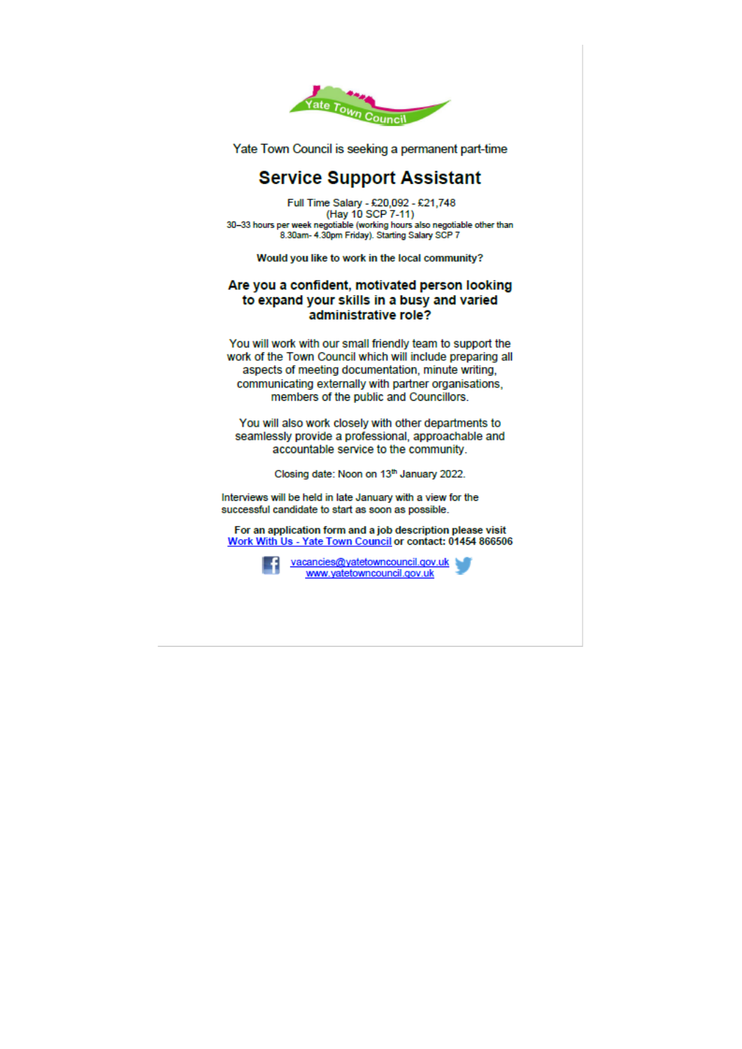Yate Town Council

Yate Town Council is seeking a permanent part-time

# Service Support Assistant

Full Time Salary - £20,092 - £21,748
(Hay 10 SCP 7-11)
30–33 hours per week negotiable (working hours also negotiable other than 8.30am- 4.30pm Friday). Starting Salary SCP 7

**Would you like to work in the local community?**

**Are you a confident, motivated person looking to expand your skills in a busy and varied administrative role?**

You will work with our small friendly team to support the work of the Town Council which will include preparing all aspects of meeting documentation, minute writing, communicating externally with partner organisations, members of the public and Councillors.

You will also work closely with other departments to seamlessly provide a professional, approachable and accountable service to the community.

Closing date: Noon on 13th January 2022.

Interviews will be held in late January with a view for the successful candidate to start as soon as possible.

**For an application form and a job description please visit Work With Us - Yate Town Council or contact: 01454 866506**

vacancies@yatetowncouncil.gov.uk
www.yatetowncouncil.gov.uk